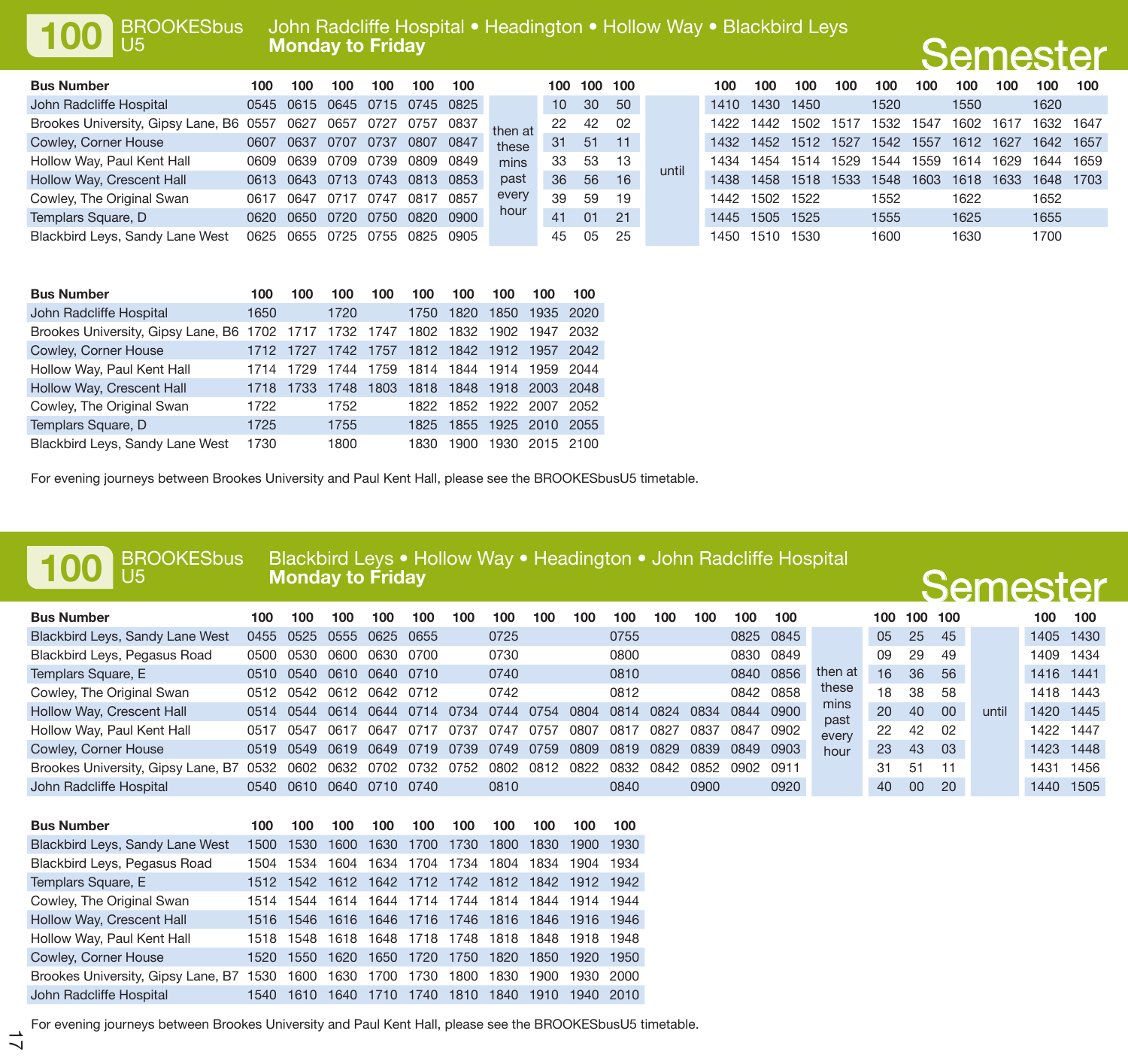# 100 BROOKESbus U5

## John Radcliffe Hospital • Headington • Hollow Way • Blackbird Leys

**Monday to Friday**

**Semester**

| Bus Number | 100 | 100 | 100 | 100 | 100 | 100 | | 100 | 100 | 100 | | 100 | 100 | 100 | 100 | 100 | 100 | 100 | 100 | 100 | 100 |
|---|---|---|---|---|---|---|---|---|---|---|---|---|---|---|---|---|---|---|---|---|---|
| John Radcliffe Hospital | 0545 | 0615 | 0645 | 0715 | 0745 | 0825 | then at these mins past every hour | 10 | 30 | 50 | until | 1410 | 1430 | 1450 | | 1520 | | 1550 | | 1620 | |
| Brookes University, Gipsy Lane, B6 | 0557 | 0627 | 0657 | 0727 | 0757 | 0837 | | 22 | 42 | 02 | | 1422 | 1442 | 1502 | 1517 | 1532 | 1547 | 1602 | 1617 | 1632 | 1647 |
| Cowley, Corner House | 0607 | 0637 | 0707 | 0737 | 0807 | 0847 | | 31 | 51 | 11 | | 1432 | 1452 | 1512 | 1527 | 1542 | 1557 | 1612 | 1627 | 1642 | 1657 |
| Hollow Way, Paul Kent Hall | 0609 | 0639 | 0709 | 0739 | 0809 | 0849 | | 33 | 53 | 13 | | 1434 | 1454 | 1514 | 1529 | 1544 | 1559 | 1614 | 1629 | 1644 | 1659 |
| Hollow Way, Crescent Hall | 0613 | 0643 | 0713 | 0743 | 0813 | 0853 | | 36 | 56 | 16 | | 1438 | 1458 | 1518 | 1533 | 1548 | 1603 | 1618 | 1633 | 1648 | 1703 |
| Cowley, The Original Swan | 0617 | 0647 | 0717 | 0747 | 0817 | 0857 | | 39 | 59 | 19 | | 1442 | 1502 | 1522 | | 1552 | | 1622 | | 1652 | |
| Templars Square, D | 0620 | 0650 | 0720 | 0750 | 0820 | 0900 | | 41 | 01 | 21 | | 1445 | 1505 | 1525 | | 1555 | | 1625 | | 1655 | |
| Blackbird Leys, Sandy Lane West | 0625 | 0655 | 0725 | 0755 | 0825 | 0905 | | 45 | 05 | 25 | | 1450 | 1510 | 1530 | | 1600 | | 1630 | | 1700 | |

| Bus Number | 100 | 100 | 100 | 100 | 100 | 100 | 100 | 100 | 100 |
|---|---|---|---|---|---|---|---|---|---|
| John Radcliffe Hospital | 1650 | | 1720 | | 1750 | 1820 | 1850 | 1935 | 2020 |
| Brookes University, Gipsy Lane, B6 | 1702 | 1717 | 1732 | 1747 | 1802 | 1832 | 1902 | 1947 | 2032 |
| Cowley, Corner House | 1712 | 1727 | 1742 | 1757 | 1812 | 1842 | 1912 | 1957 | 2042 |
| Hollow Way, Paul Kent Hall | 1714 | 1729 | 1744 | 1759 | 1814 | 1844 | 1914 | 1959 | 2044 |
| Hollow Way, Crescent Hall | 1718 | 1733 | 1748 | 1803 | 1818 | 1848 | 1918 | 2003 | 2048 |
| Cowley, The Original Swan | 1722 | | 1752 | | 1822 | 1852 | 1922 | 2007 | 2052 |
| Templars Square, D | 1725 | | 1755 | | 1825 | 1855 | 1925 | 2010 | 2055 |
| Blackbird Leys, Sandy Lane West | 1730 | | 1800 | | 1830 | 1900 | 1930 | 2015 | 2100 |

For evening journeys between Brookes University and Paul Kent Hall, please see the BROOKESbusU5 timetable.

# 100 BROOKESbus U5

## Blackbird Leys • Hollow Way • Headington • John Radcliffe Hospital

**Monday to Friday**

**Semester**

| Bus Number | 100 | 100 | 100 | 100 | 100 | 100 | 100 | 100 | 100 | 100 | 100 | 100 | 100 | 100 | | 100 | 100 | 100 | | 100 | 100 |
|---|---|---|---|---|---|---|---|---|---|---|---|---|---|---|---|---|---|---|---|---|---|
| Blackbird Leys, Sandy Lane West | 0455 | 0525 | 0555 | 0625 | 0655 | | 0725 | | | 0755 | | | 0825 | 0845 | then at these mins past every hour | 05 | 25 | 45 | until | 1405 | 1430 |
| Blackbird Leys, Pegasus Road | 0500 | 0530 | 0600 | 0630 | 0700 | | 0730 | | | 0800 | | | 0830 | 0849 | | 09 | 29 | 49 | | 1409 | 1434 |
| Templars Square, E | 0510 | 0540 | 0610 | 0640 | 0710 | | 0740 | | | 0810 | | | 0840 | 0856 | | 16 | 36 | 56 | | 1416 | 1441 |
| Cowley, The Original Swan | 0512 | 0542 | 0612 | 0642 | 0712 | | 0742 | | | 0812 | | | 0842 | 0858 | | 18 | 38 | 58 | | 1418 | 1443 |
| Hollow Way, Crescent Hall | 0514 | 0544 | 0614 | 0644 | 0714 | 0734 | 0744 | 0754 | 0804 | 0814 | 0824 | 0834 | 0844 | 0900 | | 20 | 40 | 00 | | 1420 | 1445 |
| Hollow Way, Paul Kent Hall | 0517 | 0547 | 0617 | 0647 | 0717 | 0737 | 0747 | 0757 | 0807 | 0817 | 0827 | 0837 | 0847 | 0902 | | 22 | 42 | 02 | | 1422 | 1447 |
| Cowley, Corner House | 0519 | 0549 | 0619 | 0649 | 0719 | 0739 | 0749 | 0759 | 0809 | 0819 | 0829 | 0839 | 0849 | 0903 | | 23 | 43 | 03 | | 1423 | 1448 |
| Brookes University, Gipsy Lane, B7 | 0532 | 0602 | 0632 | 0702 | 0732 | 0752 | 0802 | 0812 | 0822 | 0832 | 0842 | 0852 | 0902 | 0911 | | 31 | 51 | 11 | | 1431 | 1456 |
| John Radcliffe Hospital | 0540 | 0610 | 0640 | 0710 | 0740 | | 0810 | | | 0840 | | 0900 | | 0920 | | 40 | 00 | 20 | | 1440 | 1505 |

| Bus Number | 100 | 100 | 100 | 100 | 100 | 100 | 100 | 100 | 100 | 100 |
|---|---|---|---|---|---|---|---|---|---|---|
| Blackbird Leys, Sandy Lane West | 1500 | 1530 | 1600 | 1630 | 1700 | 1730 | 1800 | 1830 | 1900 | 1930 |
| Blackbird Leys, Pegasus Road | 1504 | 1534 | 1604 | 1634 | 1704 | 1734 | 1804 | 1834 | 1904 | 1934 |
| Templars Square, E | 1512 | 1542 | 1612 | 1642 | 1712 | 1742 | 1812 | 1842 | 1912 | 1942 |
| Cowley, The Original Swan | 1514 | 1544 | 1614 | 1644 | 1714 | 1744 | 1814 | 1844 | 1914 | 1944 |
| Hollow Way, Crescent Hall | 1516 | 1546 | 1616 | 1646 | 1716 | 1746 | 1816 | 1846 | 1916 | 1946 |
| Hollow Way, Paul Kent Hall | 1518 | 1548 | 1618 | 1648 | 1718 | 1748 | 1818 | 1848 | 1918 | 1948 |
| Cowley, Corner House | 1520 | 1550 | 1620 | 1650 | 1720 | 1750 | 1820 | 1850 | 1920 | 1950 |
| Brookes University, Gipsy Lane, B7 | 1530 | 1600 | 1630 | 1700 | 1730 | 1800 | 1830 | 1900 | 1930 | 2000 |
| John Radcliffe Hospital | 1540 | 1610 | 1640 | 1710 | 1740 | 1810 | 1840 | 1910 | 1940 | 2010 |

For evening journeys between Brookes University and Paul Kent Hall, please see the BROOKESbusU5 timetable.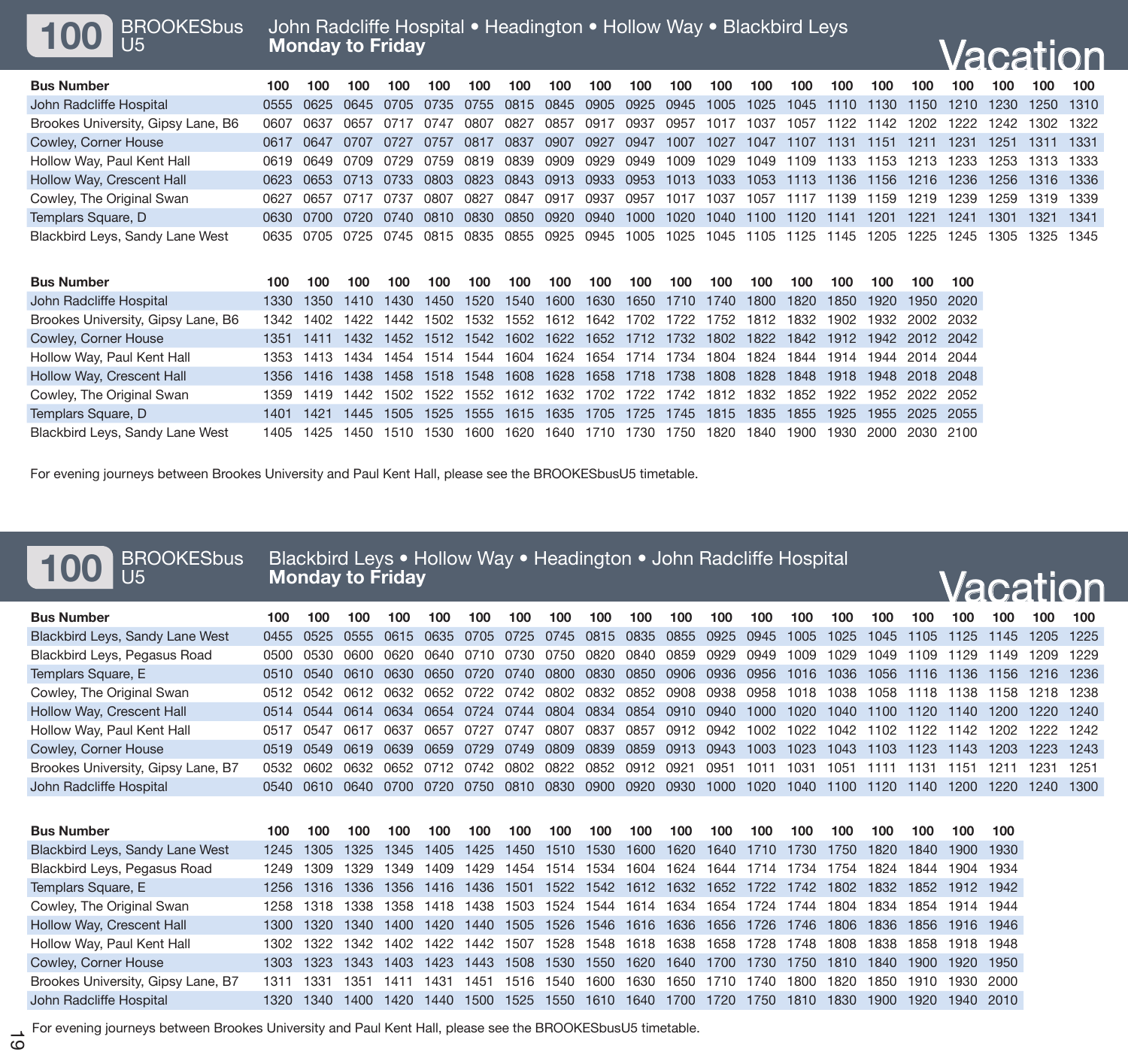# 100 BROOKESbus U5

## John Radcliffe Hospital • Headington • Hollow Way • Blackbird Leys
**Monday to Friday**

**Vacation**

| Bus Number | 100 | 100 | 100 | 100 | 100 | 100 | 100 | 100 | 100 | 100 | 100 | 100 | 100 | 100 | 100 | 100 | 100 | 100 | 100 | 100 | 100 |
|---|---|---|---|---|---|---|---|---|---|---|---|---|---|---|---|---|---|---|---|---|---|
| John Radcliffe Hospital | 0555 | 0625 | 0645 | 0705 | 0735 | 0755 | 0815 | 0845 | 0905 | 0925 | 0945 | 1005 | 1025 | 1045 | 1110 | 1130 | 1150 | 1210 | 1230 | 1250 | 1310 |
| Brookes University, Gipsy Lane, B6 | 0607 | 0637 | 0657 | 0717 | 0747 | 0807 | 0827 | 0857 | 0917 | 0937 | 0957 | 1017 | 1037 | 1057 | 1122 | 1142 | 1202 | 1222 | 1242 | 1302 | 1322 |
| Cowley, Corner House | 0617 | 0647 | 0707 | 0727 | 0757 | 0817 | 0837 | 0907 | 0927 | 0947 | 1007 | 1027 | 1047 | 1107 | 1131 | 1151 | 1211 | 1231 | 1251 | 1311 | 1331 |
| Hollow Way, Paul Kent Hall | 0619 | 0649 | 0709 | 0729 | 0759 | 0819 | 0839 | 0909 | 0929 | 0949 | 1009 | 1029 | 1049 | 1109 | 1133 | 1153 | 1213 | 1233 | 1253 | 1313 | 1333 |
| Hollow Way, Crescent Hall | 0623 | 0653 | 0713 | 0733 | 0803 | 0823 | 0843 | 0913 | 0933 | 0953 | 1013 | 1033 | 1053 | 1113 | 1136 | 1156 | 1216 | 1236 | 1256 | 1316 | 1336 |
| Cowley, The Original Swan | 0627 | 0657 | 0717 | 0737 | 0807 | 0827 | 0847 | 0917 | 0937 | 0957 | 1017 | 1037 | 1057 | 1117 | 1139 | 1159 | 1219 | 1239 | 1259 | 1319 | 1339 |
| Templars Square, D | 0630 | 0700 | 0720 | 0740 | 0810 | 0830 | 0850 | 0920 | 0940 | 1000 | 1020 | 1040 | 1100 | 1120 | 1141 | 1201 | 1221 | 1241 | 1301 | 1321 | 1341 |
| Blackbird Leys, Sandy Lane West | 0635 | 0705 | 0725 | 0745 | 0815 | 0835 | 0855 | 0925 | 0945 | 1005 | 1025 | 1045 | 1105 | 1125 | 1145 | 1205 | 1225 | 1245 | 1305 | 1325 | 1345 |

| Bus Number | 100 | 100 | 100 | 100 | 100 | 100 | 100 | 100 | 100 | 100 | 100 | 100 | 100 | 100 | 100 | 100 | 100 | 100 |
|---|---|---|---|---|---|---|---|---|---|---|---|---|---|---|---|---|---|---|
| John Radcliffe Hospital | 1330 | 1350 | 1410 | 1430 | 1450 | 1520 | 1540 | 1600 | 1630 | 1650 | 1710 | 1740 | 1800 | 1820 | 1850 | 1920 | 1950 | 2020 |
| Brookes University, Gipsy Lane, B6 | 1342 | 1402 | 1422 | 1442 | 1502 | 1532 | 1552 | 1612 | 1642 | 1702 | 1722 | 1752 | 1812 | 1832 | 1902 | 1932 | 2002 | 2032 |
| Cowley, Corner House | 1351 | 1411 | 1432 | 1452 | 1512 | 1542 | 1602 | 1622 | 1652 | 1712 | 1732 | 1802 | 1822 | 1842 | 1912 | 1942 | 2012 | 2042 |
| Hollow Way, Paul Kent Hall | 1353 | 1413 | 1434 | 1454 | 1514 | 1544 | 1604 | 1624 | 1654 | 1714 | 1734 | 1804 | 1824 | 1844 | 1914 | 1944 | 2014 | 2044 |
| Hollow Way, Crescent Hall | 1356 | 1416 | 1438 | 1458 | 1518 | 1548 | 1608 | 1628 | 1658 | 1718 | 1738 | 1808 | 1828 | 1848 | 1918 | 1948 | 2018 | 2048 |
| Cowley, The Original Swan | 1359 | 1419 | 1442 | 1502 | 1522 | 1552 | 1612 | 1632 | 1702 | 1722 | 1742 | 1812 | 1832 | 1852 | 1922 | 1952 | 2022 | 2052 |
| Templars Square, D | 1401 | 1421 | 1445 | 1505 | 1525 | 1555 | 1615 | 1635 | 1705 | 1725 | 1745 | 1815 | 1835 | 1855 | 1925 | 1955 | 2025 | 2055 |
| Blackbird Leys, Sandy Lane West | 1405 | 1425 | 1450 | 1510 | 1530 | 1600 | 1620 | 1640 | 1710 | 1730 | 1750 | 1820 | 1840 | 1900 | 1930 | 2000 | 2030 | 2100 |

For evening journeys between Brookes University and Paul Kent Hall, please see the BROOKESbusU5 timetable.

# 100 BROOKESbus U5

## Blackbird Leys • Hollow Way • Headington • John Radcliffe Hospital
**Monday to Friday**

**Vacation**

| Bus Number | 100 | 100 | 100 | 100 | 100 | 100 | 100 | 100 | 100 | 100 | 100 | 100 | 100 | 100 | 100 | 100 | 100 | 100 | 100 | 100 | 100 |
|---|---|---|---|---|---|---|---|---|---|---|---|---|---|---|---|---|---|---|---|---|---|
| Blackbird Leys, Sandy Lane West | 0455 | 0525 | 0555 | 0615 | 0635 | 0705 | 0725 | 0745 | 0815 | 0835 | 0855 | 0925 | 0945 | 1005 | 1025 | 1045 | 1105 | 1125 | 1145 | 1205 | 1225 |
| Blackbird Leys, Pegasus Road | 0500 | 0530 | 0600 | 0620 | 0640 | 0710 | 0730 | 0750 | 0820 | 0840 | 0859 | 0929 | 0949 | 1009 | 1029 | 1049 | 1109 | 1129 | 1149 | 1209 | 1229 |
| Templars Square, E | 0510 | 0540 | 0610 | 0630 | 0650 | 0720 | 0740 | 0800 | 0830 | 0850 | 0906 | 0936 | 0956 | 1016 | 1036 | 1056 | 1116 | 1136 | 1156 | 1216 | 1236 |
| Cowley, The Original Swan | 0512 | 0542 | 0612 | 0632 | 0652 | 0722 | 0742 | 0802 | 0832 | 0852 | 0908 | 0938 | 0958 | 1018 | 1038 | 1058 | 1118 | 1138 | 1158 | 1218 | 1238 |
| Hollow Way, Crescent Hall | 0514 | 0544 | 0614 | 0634 | 0654 | 0724 | 0744 | 0804 | 0834 | 0854 | 0910 | 0940 | 1000 | 1020 | 1040 | 1100 | 1120 | 1140 | 1200 | 1220 | 1240 |
| Hollow Way, Paul Kent Hall | 0517 | 0547 | 0617 | 0637 | 0657 | 0727 | 0747 | 0807 | 0837 | 0857 | 0912 | 0942 | 1002 | 1022 | 1042 | 1102 | 1122 | 1142 | 1202 | 1222 | 1242 |
| Cowley, Corner House | 0519 | 0549 | 0619 | 0639 | 0659 | 0729 | 0749 | 0809 | 0839 | 0859 | 0913 | 0943 | 1003 | 1023 | 1043 | 1103 | 1123 | 1143 | 1203 | 1223 | 1243 |
| Brookes University, Gipsy Lane, B7 | 0532 | 0602 | 0632 | 0652 | 0712 | 0742 | 0802 | 0822 | 0852 | 0912 | 0921 | 0951 | 1011 | 1031 | 1051 | 1111 | 1131 | 1151 | 1211 | 1231 | 1251 |
| John Radcliffe Hospital | 0540 | 0610 | 0640 | 0700 | 0720 | 0750 | 0810 | 0830 | 0900 | 0920 | 0930 | 1000 | 1020 | 1040 | 1100 | 1120 | 1140 | 1200 | 1220 | 1240 | 1300 |

| Bus Number | 100 | 100 | 100 | 100 | 100 | 100 | 100 | 100 | 100 | 100 | 100 | 100 | 100 | 100 | 100 | 100 | 100 | 100 | 100 |
|---|---|---|---|---|---|---|---|---|---|---|---|---|---|---|---|---|---|---|---|
| Blackbird Leys, Sandy Lane West | 1245 | 1305 | 1325 | 1345 | 1405 | 1425 | 1450 | 1510 | 1530 | 1600 | 1620 | 1640 | 1710 | 1730 | 1750 | 1820 | 1840 | 1900 | 1930 |
| Blackbird Leys, Pegasus Road | 1249 | 1309 | 1329 | 1349 | 1409 | 1429 | 1454 | 1514 | 1534 | 1604 | 1624 | 1644 | 1714 | 1734 | 1754 | 1824 | 1844 | 1904 | 1934 |
| Templars Square, E | 1256 | 1316 | 1336 | 1356 | 1416 | 1436 | 1501 | 1522 | 1542 | 1612 | 1632 | 1652 | 1722 | 1742 | 1802 | 1832 | 1852 | 1912 | 1942 |
| Cowley, The Original Swan | 1258 | 1318 | 1338 | 1358 | 1418 | 1438 | 1503 | 1524 | 1544 | 1614 | 1634 | 1654 | 1724 | 1744 | 1804 | 1834 | 1854 | 1914 | 1944 |
| Hollow Way, Crescent Hall | 1300 | 1320 | 1340 | 1400 | 1420 | 1440 | 1505 | 1526 | 1546 | 1616 | 1636 | 1656 | 1726 | 1746 | 1806 | 1836 | 1856 | 1916 | 1946 |
| Hollow Way, Paul Kent Hall | 1302 | 1322 | 1342 | 1402 | 1422 | 1442 | 1507 | 1528 | 1548 | 1618 | 1638 | 1658 | 1728 | 1748 | 1808 | 1838 | 1858 | 1918 | 1948 |
| Cowley, Corner House | 1303 | 1323 | 1343 | 1403 | 1423 | 1443 | 1508 | 1530 | 1550 | 1620 | 1640 | 1700 | 1730 | 1750 | 1810 | 1840 | 1900 | 1920 | 1950 |
| Brookes University, Gipsy Lane, B7 | 1311 | 1331 | 1351 | 1411 | 1431 | 1451 | 1516 | 1540 | 1600 | 1630 | 1650 | 1710 | 1740 | 1800 | 1820 | 1850 | 1910 | 1930 | 2000 |
| John Radcliffe Hospital | 1320 | 1340 | 1400 | 1420 | 1440 | 1500 | 1525 | 1550 | 1610 | 1640 | 1700 | 1720 | 1750 | 1810 | 1830 | 1900 | 1920 | 1940 | 2010 |

For evening journeys between Brookes University and Paul Kent Hall, please see the BROOKESbusU5 timetable.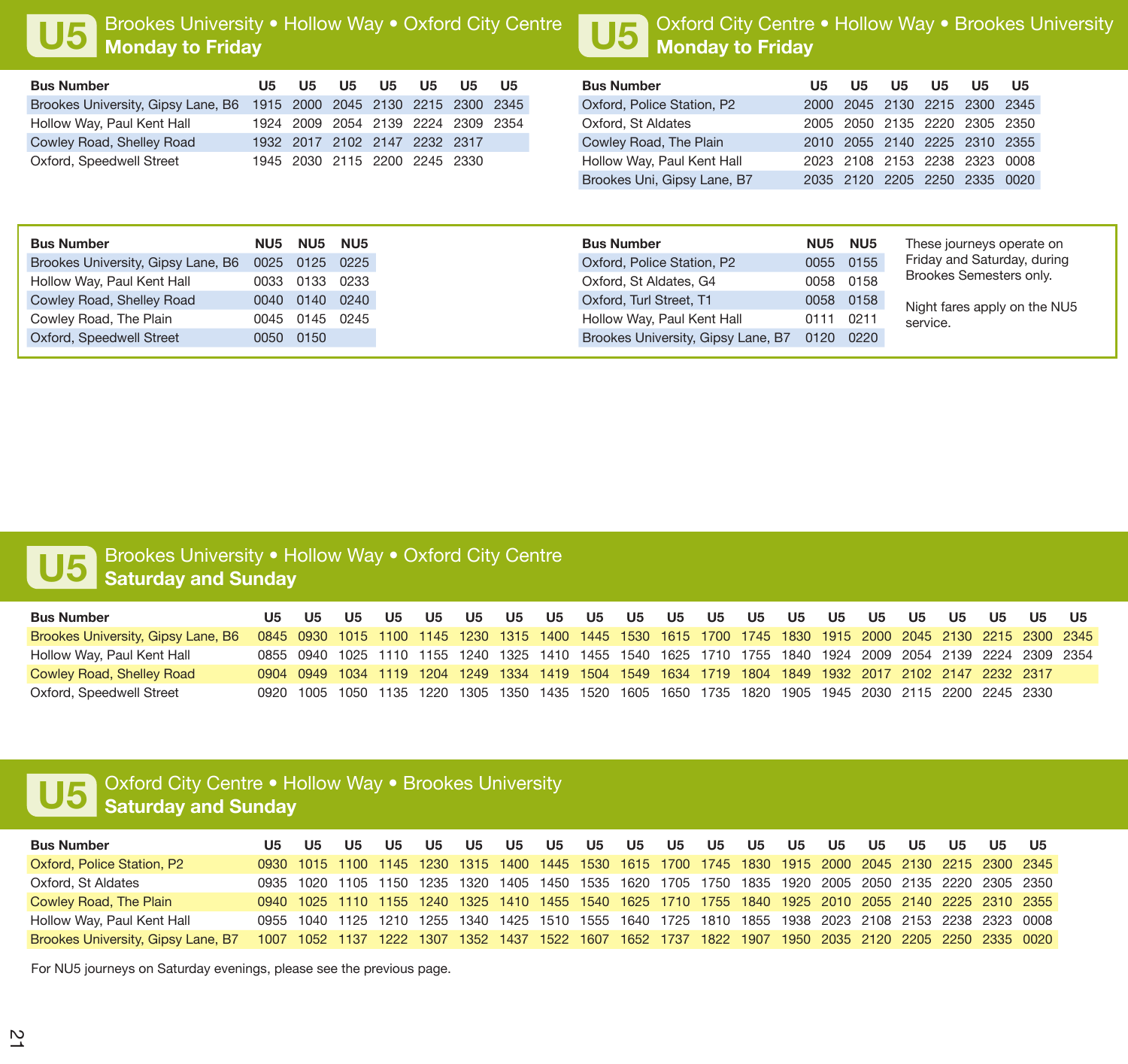## U5 Brookes University • Hollow Way • Oxford City Centre
**Monday to Friday**

| Bus Number | U5 | U5 | U5 | U5 | U5 | U5 | U5 |
|---|---|---|---|---|---|---|---|
| Brookes University, Gipsy Lane, B6 | 1915 | 2000 | 2045 | 2130 | 2215 | 2300 | 2345 |
| Hollow Way, Paul Kent Hall | 1924 | 2009 | 2054 | 2139 | 2224 | 2309 | 2354 |
| Cowley Road, Shelley Road | 1932 | 2017 | 2102 | 2147 | 2232 | 2317 | |
| Oxford, Speedwell Street | 1945 | 2030 | 2115 | 2200 | 2245 | 2330 | |

## U5 Oxford City Centre • Hollow Way • Brookes University
**Monday to Friday**

| Bus Number | U5 | U5 | U5 | U5 | U5 | U5 |
|---|---|---|---|---|---|---|
| Oxford, Police Station, P2 | 2000 | 2045 | 2130 | 2215 | 2300 | 2345 |
| Oxford, St Aldates | 2005 | 2050 | 2135 | 2220 | 2305 | 2350 |
| Cowley Road, The Plain | 2010 | 2055 | 2140 | 2225 | 2310 | 2355 |
| Hollow Way, Paul Kent Hall | 2023 | 2108 | 2153 | 2238 | 2323 | 0008 |
| Brookes Uni, Gipsy Lane, B7 | 2035 | 2120 | 2205 | 2250 | 2335 | 0020 |

| Bus Number | NU5 | NU5 | NU5 |
|---|---|---|---|
| Brookes University, Gipsy Lane, B6 | 0025 | 0125 | 0225 |
| Hollow Way, Paul Kent Hall | 0033 | 0133 | 0233 |
| Cowley Road, Shelley Road | 0040 | 0140 | 0240 |
| Cowley Road, The Plain | 0045 | 0145 | 0245 |
| Oxford, Speedwell Street | 0050 | 0150 | |

| Bus Number | NU5 | NU5 |
|---|---|---|
| Oxford, Police Station, P2 | 0055 | 0155 |
| Oxford, St Aldates, G4 | 0058 | 0158 |
| Oxford, Turl Street, T1 | 0058 | 0158 |
| Hollow Way, Paul Kent Hall | 0111 | 0211 |
| Brookes University, Gipsy Lane, B7 | 0120 | 0220 |

These journeys operate on Friday and Saturday, during Brookes Semesters only.

Night fares apply on the NU5 service.

## U5 Brookes University • Hollow Way • Oxford City Centre
**Saturday and Sunday**

| Bus Number | U5 | U5 | U5 | U5 | U5 | U5 | U5 | U5 | U5 | U5 | U5 | U5 | U5 | U5 | U5 | U5 | U5 | U5 | U5 | U5 | U5 |
|---|---|---|---|---|---|---|---|---|---|---|---|---|---|---|---|---|---|---|---|---|---|
| Brookes University, Gipsy Lane, B6 | 0845 | 0930 | 1015 | 1100 | 1145 | 1230 | 1315 | 1400 | 1445 | 1530 | 1615 | 1700 | 1745 | 1830 | 1915 | 2000 | 2045 | 2130 | 2215 | 2300 | 2345 |
| Hollow Way, Paul Kent Hall | 0855 | 0940 | 1025 | 1110 | 1155 | 1240 | 1325 | 1410 | 1455 | 1540 | 1625 | 1710 | 1755 | 1840 | 1924 | 2009 | 2054 | 2139 | 2224 | 2309 | 2354 |
| Cowley Road, Shelley Road | 0904 | 0949 | 1034 | 1119 | 1204 | 1249 | 1334 | 1419 | 1504 | 1549 | 1634 | 1719 | 1804 | 1849 | 1932 | 2017 | 2102 | 2147 | 2232 | 2317 | |
| Oxford, Speedwell Street | 0920 | 1005 | 1050 | 1135 | 1220 | 1305 | 1350 | 1435 | 1520 | 1605 | 1650 | 1735 | 1820 | 1905 | 1945 | 2030 | 2115 | 2200 | 2245 | 2330 | |

## U5 Oxford City Centre • Hollow Way • Brookes University
**Saturday and Sunday**

| Bus Number | U5 | U5 | U5 | U5 | U5 | U5 | U5 | U5 | U5 | U5 | U5 | U5 | U5 | U5 | U5 | U5 | U5 | U5 | U5 | U5 |
|---|---|---|---|---|---|---|---|---|---|---|---|---|---|---|---|---|---|---|---|---|
| Oxford, Police Station, P2 | 0930 | 1015 | 1100 | 1145 | 1230 | 1315 | 1400 | 1445 | 1530 | 1615 | 1700 | 1745 | 1830 | 1915 | 2000 | 2045 | 2130 | 2215 | 2300 | 2345 |
| Oxford, St Aldates | 0935 | 1020 | 1105 | 1150 | 1235 | 1320 | 1405 | 1450 | 1535 | 1620 | 1705 | 1750 | 1835 | 1920 | 2005 | 2050 | 2135 | 2220 | 2305 | 2350 |
| Cowley Road, The Plain | 0940 | 1025 | 1110 | 1155 | 1240 | 1325 | 1410 | 1455 | 1540 | 1625 | 1710 | 1755 | 1840 | 1925 | 2010 | 2055 | 2140 | 2225 | 2310 | 2355 |
| Hollow Way, Paul Kent Hall | 0955 | 1040 | 1125 | 1210 | 1255 | 1340 | 1425 | 1510 | 1555 | 1640 | 1725 | 1810 | 1855 | 1938 | 2023 | 2108 | 2153 | 2238 | 2323 | 0008 |
| Brookes University, Gipsy Lane, B7 | 1007 | 1052 | 1137 | 1222 | 1307 | 1352 | 1437 | 1522 | 1607 | 1652 | 1737 | 1822 | 1907 | 1950 | 2035 | 2120 | 2205 | 2250 | 2335 | 0020 |

For NU5 journeys on Saturday evenings, please see the previous page.